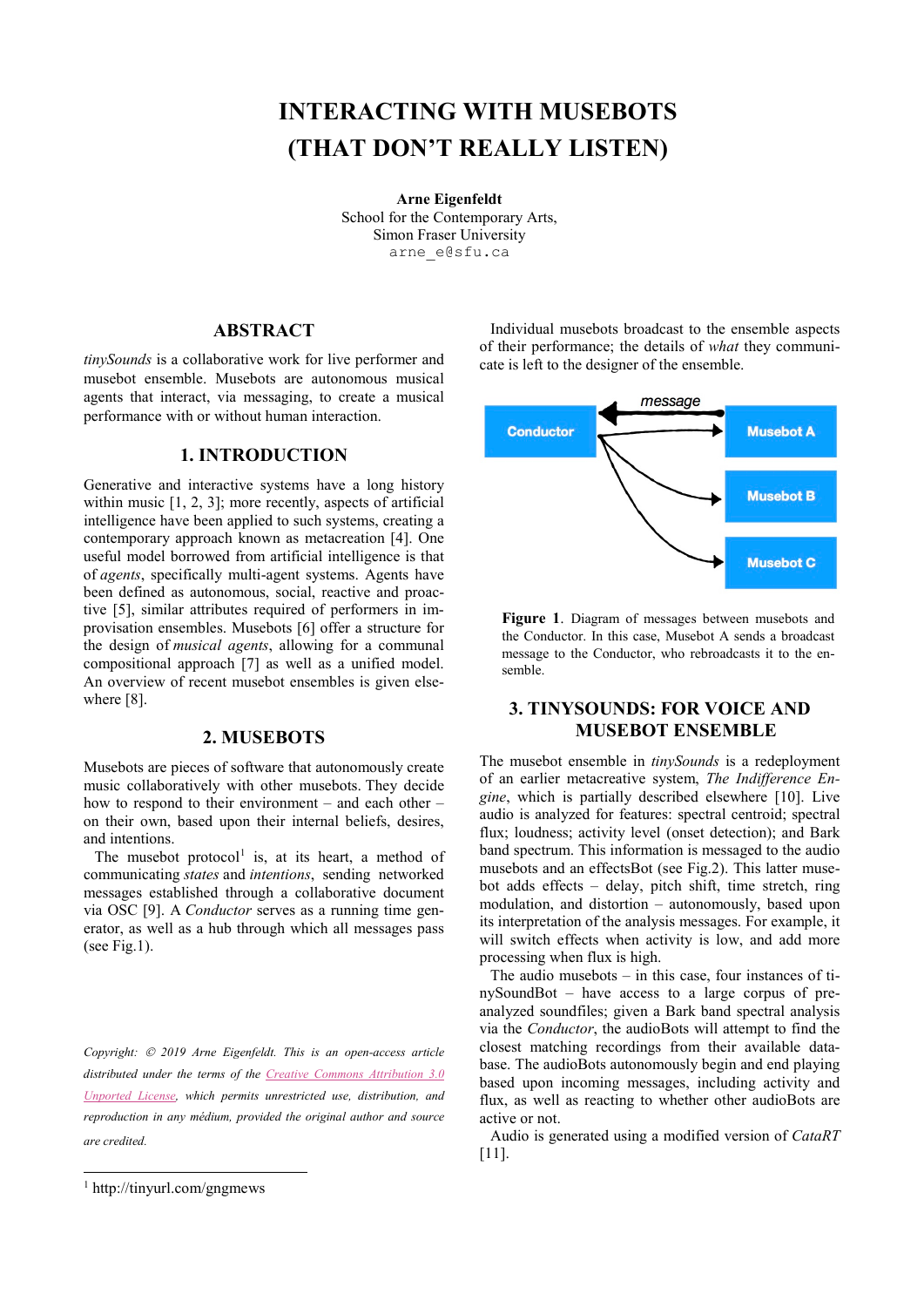# INTERACTING WITH MUSEBOTS (THAT DON'T REALLY LISTEN)

**Arne Eigenfeldt**
School for the Contemporary Arts,
Simon Fraser University
arne_e@sfu.ca

## ABSTRACT

*tinySounds* is a collaborative work for live performer and musebot ensemble. Musebots are autonomous musical agents that interact, via messaging, to create a musical performance with or without human interaction.

## 1. INTRODUCTION

Generative and interactive systems have a long history within music [1, 2, 3]; more recently, aspects of artificial intelligence have been applied to such systems, creating a contemporary approach known as metacreation [4]. One useful model borrowed from artificial intelligence is that of *agents*, specifically multi-agent systems. Agents have been defined as autonomous, social, reactive and proactive [5], similar attributes required of performers in improvisation ensembles. Musebots [6] offer a structure for the design of *musical agents*, allowing for a communal compositional approach [7] as well as a unified model. An overview of recent musebot ensembles is given elsewhere [8].

## 2. MUSEBOTS

Musebots are pieces of software that autonomously create music collaboratively with other musebots. They decide how to respond to their environment – and each other – on their own, based upon their internal beliefs, desires, and intentions.

The musebot protocol[1] is, at its heart, a method of communicating *states* and *intentions*, sending networked messages established through a collaborative document via OSC [9]. A *Conductor* serves as a running time generator, as well as a hub through which all messages pass (see Fig.1).

*Copyright: © 2019 Arne Eigenfeldt. This is an open-access article distributed under the terms of the Creative Commons Attribution 3.0 Unported License, which permits unrestricted use, distribution, and reproduction in any médium, provided the original author and source are credited.*

[1] http://tinyurl.com/gngmews

Individual musebots broadcast to the ensemble aspects of their performance; the details of *what* they communicate is left to the designer of the ensemble.

**Figure 1**. Diagram of messages between musebots and the Conductor. In this case, Musebot A sends a broadcast message to the Conductor, who rebroadcasts it to the ensemble.

## 3. TINYSOUNDS: FOR VOICE AND MUSEBOT ENSEMBLE

The musebot ensemble in *tinySounds* is a redeployment of an earlier metacreative system, *The Indifference Engine*, which is partially described elsewhere [10]. Live audio is analyzed for features: spectral centroid; spectral flux; loudness; activity level (onset detection); and Bark band spectrum. This information is messaged to the audio musebots and an effectsBot (see Fig.2). This latter musebot adds effects – delay, pitch shift, time stretch, ring modulation, and distortion – autonomously, based upon its interpretation of the analysis messages. For example, it will switch effects when activity is low, and add more processing when flux is high.

The audio musebots – in this case, four instances of tinySoundBot – have access to a large corpus of pre-analyzed soundfiles; given a Bark band spectral analysis via the *Conductor*, the audioBots will attempt to find the closest matching recordings from their available database. The audioBots autonomously begin and end playing based upon incoming messages, including activity and flux, as well as reacting to whether other audioBots are active or not.

Audio is generated using a modified version of *CataRT* [11].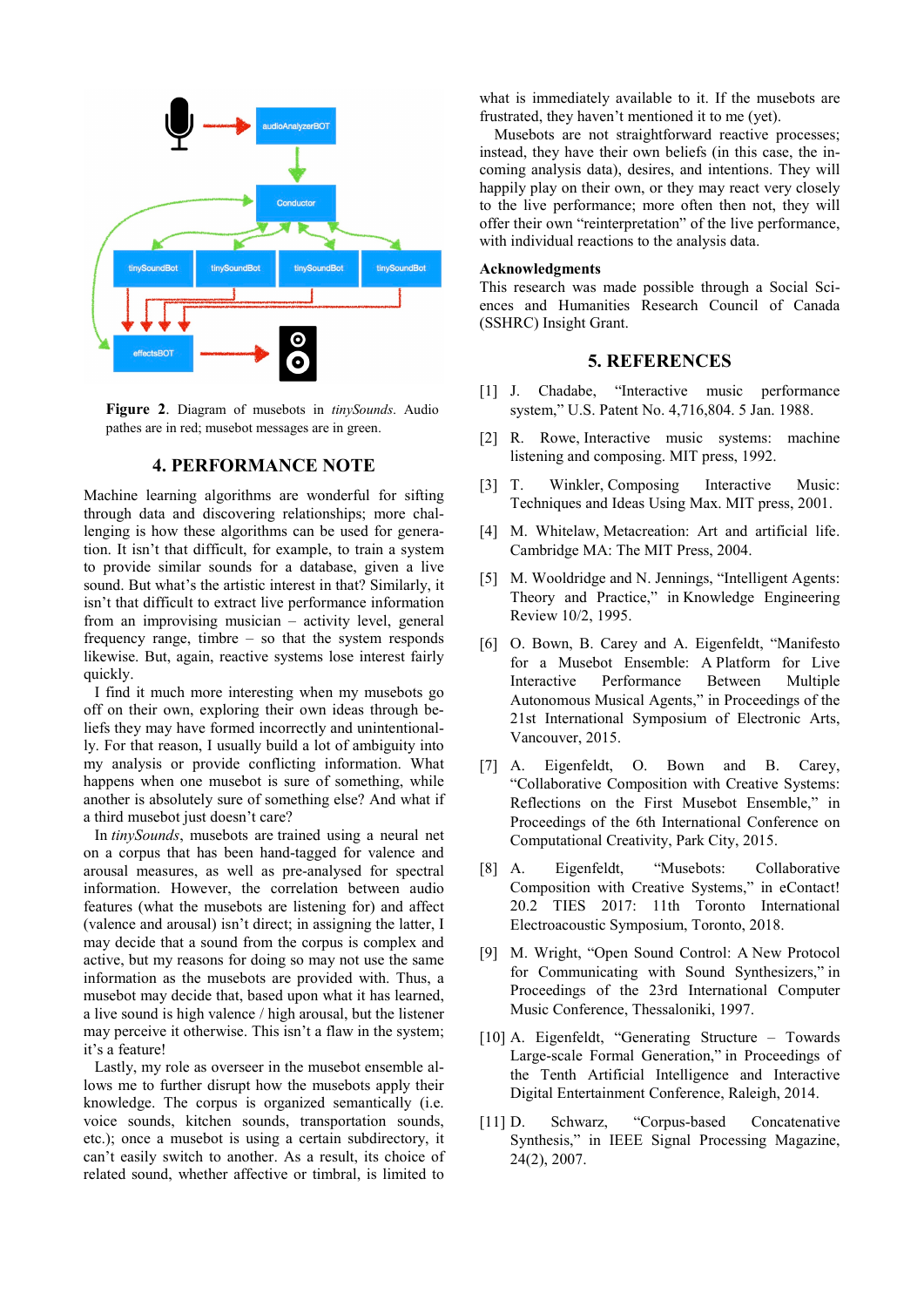audioAnalyzerBOT

Conductor

tinySoundBot

tinySoundBot

tinySoundBot

tinySoundBot

effectsBOT

**Figure 2**. Diagram of musebots in *tinySounds*. Audio pathes are in red; musebot messages are in green.

## 4. PERFORMANCE NOTE

Machine learning algorithms are wonderful for sifting through data and discovering relationships; more challenging is how these algorithms can be used for generation. It isn't that difficult, for example, to train a system to provide similar sounds for a database, given a live sound. But what's the artistic interest in that? Similarly, it isn't that difficult to extract live performance information from an improvising musician – activity level, general frequency range, timbre – so that the system responds likewise. But, again, reactive systems lose interest fairly quickly.

I find it much more interesting when my musebots go off on their own, exploring their own ideas through beliefs they may have formed incorrectly and unintentionally. For that reason, I usually build a lot of ambiguity into my analysis or provide conflicting information. What happens when one musebot is sure of something, while another is absolutely sure of something else? And what if a third musebot just doesn't care?

In *tinySounds*, musebots are trained using a neural net on a corpus that has been hand-tagged for valence and arousal measures, as well as pre-analysed for spectral information. However, the correlation between audio features (what the musebots are listening for) and affect (valence and arousal) isn't direct; in assigning the latter, I may decide that a sound from the corpus is complex and active, but my reasons for doing so may not use the same information as the musebots are provided with. Thus, a musebot may decide that, based upon what it has learned, a live sound is high valence / high arousal, but the listener may perceive it otherwise. This isn't a flaw in the system; it's a feature!

Lastly, my role as overseer in the musebot ensemble allows me to further disrupt how the musebots apply their knowledge. The corpus is organized semantically (i.e. voice sounds, kitchen sounds, transportation sounds, etc.); once a musebot is using a certain subdirectory, it can't easily switch to another. As a result, its choice of related sound, whether affective or timbral, is limited to what is immediately available to it. If the musebots are frustrated, they haven't mentioned it to me (yet).

Musebots are not straightforward reactive processes; instead, they have their own beliefs (in this case, the incoming analysis data), desires, and intentions. They will happily play on their own, or they may react very closely to the live performance; more often then not, they will offer their own "reinterpretation" of the live performance, with individual reactions to the analysis data.

### Acknowledgments

This research was made possible through a Social Sciences and Humanities Research Council of Canada (SSHRC) Insight Grant.

## 5. REFERENCES

[1] J. Chadabe, "Interactive music performance system," U.S. Patent No. 4,716,804. 5 Jan. 1988.

[2] R. Rowe, Interactive music systems: machine listening and composing. MIT press, 1992.

[3] T. Winkler, Composing Interactive Music: Techniques and Ideas Using Max. MIT press, 2001.

[4] M. Whitelaw, Metacreation: Art and artificial life. Cambridge MA: The MIT Press, 2004.

[5] M. Wooldridge and N. Jennings, "Intelligent Agents: Theory and Practice," in Knowledge Engineering Review 10/2, 1995.

[6] O. Bown, B. Carey and A. Eigenfeldt, "Manifesto for a Musebot Ensemble: A Platform for Live Interactive Performance Between Multiple Autonomous Musical Agents," in Proceedings of the 21st International Symposium of Electronic Arts, Vancouver, 2015.

[7] A. Eigenfeldt, O. Bown and B. Carey, "Collaborative Composition with Creative Systems: Reflections on the First Musebot Ensemble," in Proceedings of the 6th International Conference on Computational Creativity, Park City, 2015.

[8] A. Eigenfeldt, "Musebots: Collaborative Composition with Creative Systems," in eContact! 20.2 TIES 2017: 11th Toronto International Electroacoustic Symposium, Toronto, 2018.

[9] M. Wright, "Open Sound Control: A New Protocol for Communicating with Sound Synthesizers," in Proceedings of the 23rd International Computer Music Conference, Thessaloniki, 1997.

[10] A. Eigenfeldt, "Generating Structure – Towards Large-scale Formal Generation," in Proceedings of the Tenth Artificial Intelligence and Interactive Digital Entertainment Conference, Raleigh, 2014.

[11] D. Schwarz, "Corpus-based Concatenative Synthesis," in IEEE Signal Processing Magazine, 24(2), 2007.